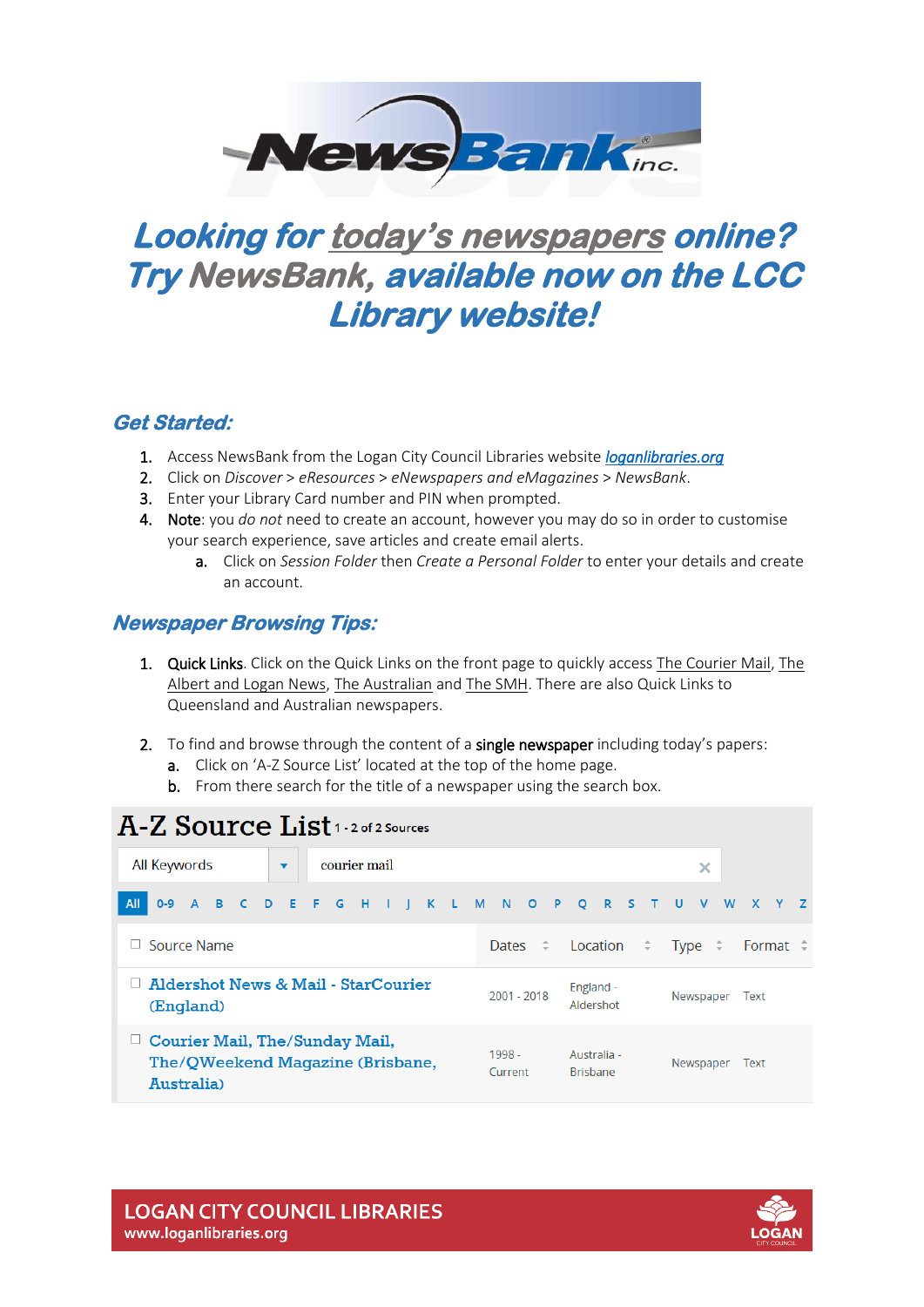# *Looking for today's newspapers online? Try NewsBank, available now on the LCC Library website!*

## *Get Started:*

1. Access NewsBank from the Logan City Council Libraries website *loganlibraries.org*
2. Click on *Discover* > *eResources* > *eNewspapers and eMagazines* > *NewsBank*.
3. Enter your Library Card number and PIN when prompted.
4. **Note**: you *do not* need to create an account, however you may do so in order to customise your search experience, save articles and create email alerts.
   a. Click on *Session Folder* then *Create a Personal Folder* to enter your details and create an account.

## *Newspaper Browsing Tips:*

1. **Quick Links**. Click on the Quick Links on the front page to quickly access The Courier Mail, The Albert and Logan News, The Australian and The SMH. There are also Quick Links to Queensland and Australian newspapers.

2. To find and browse through the content of a **single newspaper** including today's papers:
   a. Click on 'A-Z Source List' located at the top of the home page.
   b. From there search for the title of a newspaper using the search box.

**A-Z Source List** 1 - 2 of 2 Sources

All Keywords | courier mail

All 0-9 A B C D E F G H I J K L M N O P Q R S T U V W X Y Z

| Source Name | Dates | Location | Type | Format |
|---|---|---|---|---|
| Aldershot News & Mail - StarCourier (England) | 2001 - 2018 | England - Aldershot | Newspaper | Text |
| Courier Mail, The/Sunday Mail, The/QWeekend Magazine (Brisbane, Australia) | 1998 - Current | Australia - Brisbane | Newspaper | Text |

**LOGAN CITY COUNCIL LIBRARIES**
www.loganlibraries.org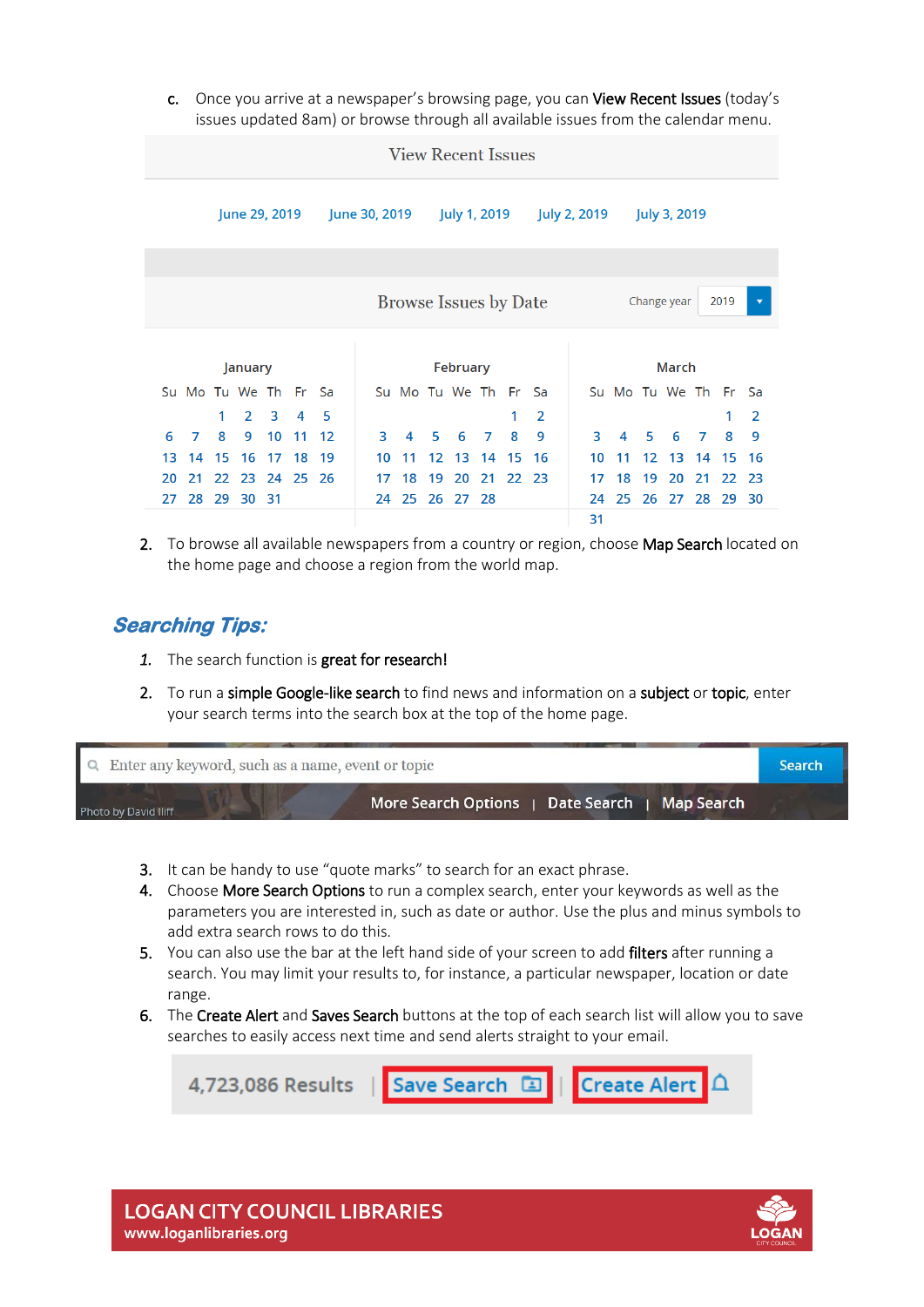c. Once you arrive at a newspaper's browsing page, you can **View Recent Issues** (today's issues updated 8am) or browse through all available issues from the calendar menu.

View Recent Issues

June 29, 2019 | June 30, 2019 | July 1, 2019 | July 2, 2019 | July 3, 2019

Browse Issues by Date — Change year 2019

January

| Su | Mo | Tu | We | Th | Fr | Sa |
|---|---|---|---|---|---|---|
| | | 1 | 2 | 3 | 4 | 5 |
| 6 | 7 | 8 | 9 | 10 | 11 | 12 |
| 13 | 14 | 15 | 16 | 17 | 18 | 19 |
| 20 | 21 | 22 | 23 | 24 | 25 | 26 |
| 27 | 28 | 29 | 30 | 31 | | |

February

| Su | Mo | Tu | We | Th | Fr | Sa |
|---|---|---|---|---|---|---|
| | | | | | 1 | 2 |
| 3 | 4 | 5 | 6 | 7 | 8 | 9 |
| 10 | 11 | 12 | 13 | 14 | 15 | 16 |
| 17 | 18 | 19 | 20 | 21 | 22 | 23 |
| 24 | 25 | 26 | 27 | 28 | | |

March

| Su | Mo | Tu | We | Th | Fr | Sa |
|---|---|---|---|---|---|---|
| | | | | | 1 | 2 |
| 3 | 4 | 5 | 6 | 7 | 8 | 9 |
| 10 | 11 | 12 | 13 | 14 | 15 | 16 |
| 17 | 18 | 19 | 20 | 21 | 22 | 23 |
| 24 | 25 | 26 | 27 | 28 | 29 | 30 |
| 31 | | | | | | |

2. To browse all available newspapers from a country or region, choose **Map Search** located on the home page and choose a region from the world map.

## *Searching Tips:*

1. The search function is **great for research!**
2. To run a **simple Google-like search** to find news and information on a **subject** or **topic**, enter your search terms into the search box at the top of the home page.

Enter any keyword, such as a name, event or topic | Search

Photo by David Iliff — More Search Options | Date Search | Map Search

3. It can be handy to use "quote marks" to search for an exact phrase.
4. Choose **More Search Options** to run a complex search, enter your keywords as well as the parameters you are interested in, such as date or author. Use the plus and minus symbols to add extra search rows to do this.
5. You can also use the bar at the left hand side of your screen to add **filters** after running a search. You may limit your results to, for instance, a particular newspaper, location or date range.
6. The **Create Alert** and **Saves Search** buttons at the top of each search list will allow you to save searches to easily access next time and send alerts straight to your email.

4,723,086 Results | Save Search | Create Alert

**LOGAN CITY COUNCIL LIBRARIES**
www.loganlibraries.org